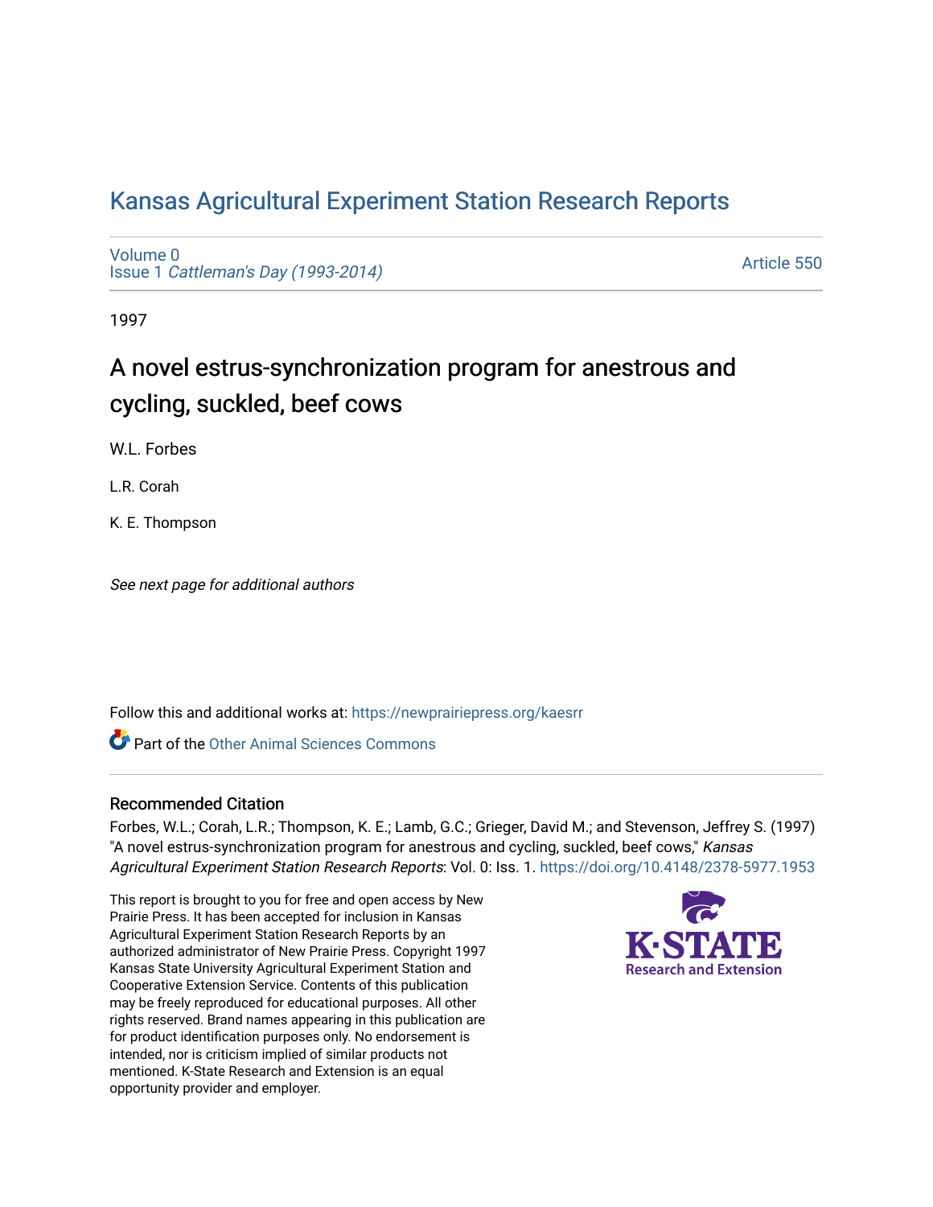# Kansas Agricultural Experiment Station Research Reports

Volume 0
Issue 1 *Cattleman's Day (1993-2014)*

Article 550

1997

## A novel estrus-synchronization program for anestrous and cycling, suckled, beef cows

W.L. Forbes

L.R. Corah

K. E. Thompson

*See next page for additional authors*

Follow this and additional works at: https://newprairiepress.org/kaesrr

Part of the Other Animal Sciences Commons

### Recommended Citation

Forbes, W.L.; Corah, L.R.; Thompson, K. E.; Lamb, G.C.; Grieger, David M.; and Stevenson, Jeffrey S. (1997) "A novel estrus-synchronization program for anestrous and cycling, suckled, beef cows," *Kansas Agricultural Experiment Station Research Reports*: Vol. 0: Iss. 1. https://doi.org/10.4148/2378-5977.1953

This report is brought to you for free and open access by New Prairie Press. It has been accepted for inclusion in Kansas Agricultural Experiment Station Research Reports by an authorized administrator of New Prairie Press. Copyright 1997 Kansas State University Agricultural Experiment Station and Cooperative Extension Service. Contents of this publication may be freely reproduced for educational purposes. All other rights reserved. Brand names appearing in this publication are for product identification purposes only. No endorsement is intended, nor is criticism implied of similar products not mentioned. K-State Research and Extension is an equal opportunity provider and employer.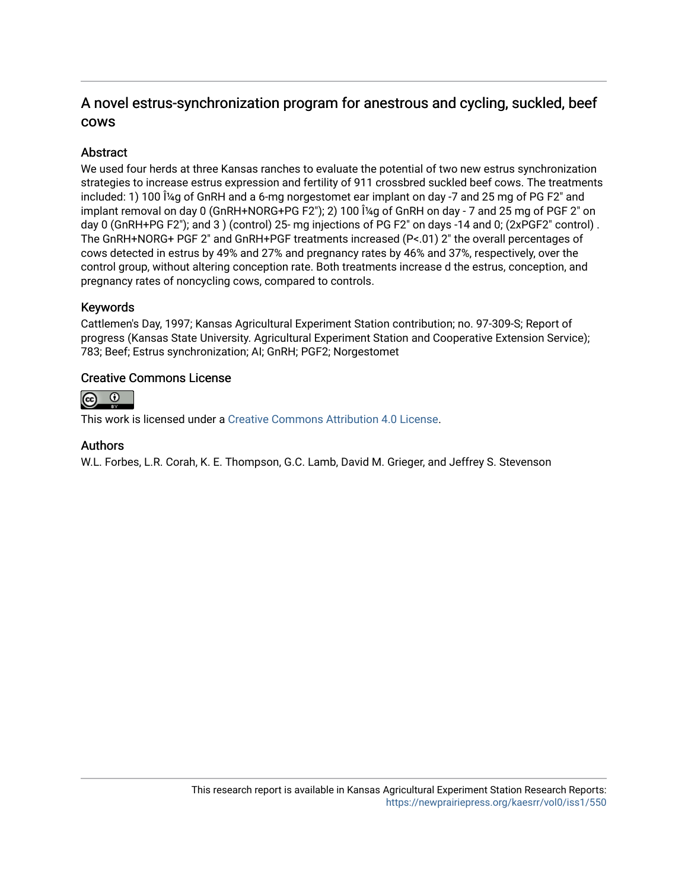## A novel estrus-synchronization program for anestrous and cycling, suckled, beef cows

### Abstract

We used four herds at three Kansas ranches to evaluate the potential of two new estrus synchronization strategies to increase estrus expression and fertility of 911 crossbred suckled beef cows. The treatments included: 1) 100 Î¼g of GnRH and a 6-mg norgestomet ear implant on day -7 and 25 mg of PG F2" and implant removal on day 0 (GnRH+NORG+PG F2"); 2) 100 Î¼g of GnRH on day - 7 and 25 mg of PGF 2" on day 0 (GnRH+PG F2"); and 3 ) (control) 25- mg injections of PG F2" on days -14 and 0; (2xPGF2" control) . The GnRH+NORG+ PGF 2" and GnRH+PGF treatments increased (P<.01) 2" the overall percentages of cows detected in estrus by 49% and 27% and pregnancy rates by 46% and 37%, respectively, over the control group, without altering conception rate. Both treatments increase d the estrus, conception, and pregnancy rates of noncycling cows, compared to controls.

### Keywords

Cattlemen's Day, 1997; Kansas Agricultural Experiment Station contribution; no. 97-309-S; Report of progress (Kansas State University. Agricultural Experiment Station and Cooperative Extension Service); 783; Beef; Estrus synchronization; AI; GnRH; PGF2; Norgestomet

### Creative Commons License

This work is licensed under a Creative Commons Attribution 4.0 License.

### Authors

W.L. Forbes, L.R. Corah, K. E. Thompson, G.C. Lamb, David M. Grieger, and Jeffrey S. Stevenson

This research report is available in Kansas Agricultural Experiment Station Research Reports: https://newprairiepress.org/kaesrr/vol0/iss1/550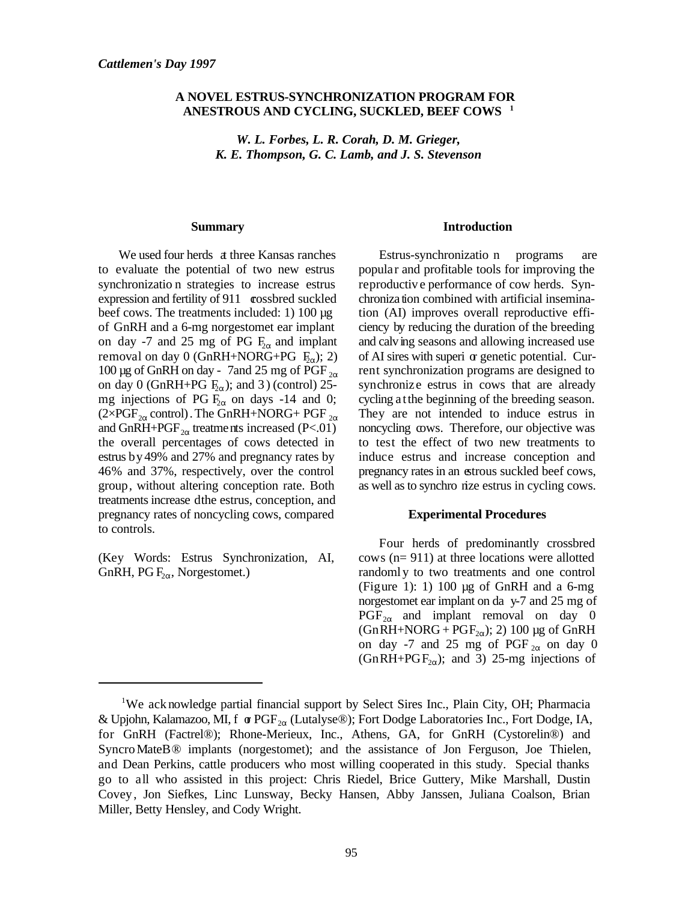*Cattlemen's Day 1997*

# A NOVEL ESTRUS-SYNCHRONIZATION PROGRAM FOR ANESTROUS AND CYCLING, SUCKLED, BEEF COWS [1]

***W. L. Forbes, L. R. Corah, D. M. Grieger, K. E. Thompson, G. C. Lamb, and J. S. Stevenson***

## Summary

We used four herds at three Kansas ranches to evaluate the potential of two new estrus synchronization strategies to increase estrus expression and fertility of 911 crossbred suckled beef cows. The treatments included: 1) 100 µg of GnRH and a 6-mg norgestomet ear implant on day -7 and 25 mg of PG $F_{2\alpha}$ and implant removal on day 0 (GnRH+NORG+PG $F_{2\alpha}$); 2) 100 µg of GnRH on day - 7and 25 mg of $PGF_{2\alpha}$ on day 0 (GnRH+PG $F_{2\alpha}$); and 3) (control) 25-mg injections of PG $F_{2\alpha}$ on days -14 and 0; (2×$PGF_{2\alpha}$ control). The GnRH+NORG+ $PGF_{2\alpha}$ and GnRH+$PGF_{2\alpha}$ treatments increased ($P<.01$) the overall percentages of cows detected in estrus by 49% and 27% and pregnancy rates by 46% and 37%, respectively, over the control group, without altering conception rate. Both treatments increased the estrus, conception, and pregnancy rates of noncycling cows, compared to controls.

(Key Words: Estrus Synchronization, AI, GnRH, PG $F_{2\alpha}$, Norgestomet.)

## Introduction

Estrus-synchronization programs are popular and profitable tools for improving the reproductive performance of cow herds. Synchronization combined with artificial insemination (AI) improves overall reproductive efficiency by reducing the duration of the breeding and calving seasons and allowing increased use of AI sires with superior genetic potential. Current synchronization programs are designed to synchronize estrus in cows that are already cycling at the beginning of the breeding season. They are not intended to induce estrus in noncycling cows. Therefore, our objective was to test the effect of two new treatments to induce estrus and increase conception and pregnancy rates in anestrous suckled beef cows, as well as to synchronize estrus in cycling cows.

## Experimental Procedures

Four herds of predominantly crossbred cows (n= 911) at three locations were allotted randomly to two treatments and one control (Figure 1): 1) 100 µg of GnRH and a 6-mg norgestomet ear implant on day -7 and 25 mg of $PGF_{2\alpha}$ and implant removal on day 0 (GnRH+NORG + $PGF_{2\alpha}$); 2) 100 µg of GnRH on day -7 and 25 mg of $PGF_{2\alpha}$ on day 0 (GnRH+$PGF_{2\alpha}$); and 3) 25-mg injections of

---

[1] We acknowledge partial financial support by Select Sires Inc., Plain City, OH; Pharmacia & Upjohn, Kalamazoo, MI, for $PGF_{2\alpha}$ (Lutalyse®); Fort Dodge Laboratories Inc., Fort Dodge, IA, for GnRH (Factrel®); Rhone-Merieux, Inc., Athens, GA, for GnRH (Cystorelin®) and SyncroMateB® implants (norgestomet); and the assistance of Jon Ferguson, Joe Thielen, and Dean Perkins, cattle producers who most willing cooperated in this study. Special thanks go to all who assisted in this project: Chris Riedel, Brice Guttery, Mike Marshall, Dustin Covey, Jon Siefkes, Linc Lunsway, Becky Hansen, Abby Janssen, Juliana Coalson, Brian Miller, Betty Hensley, and Cody Wright.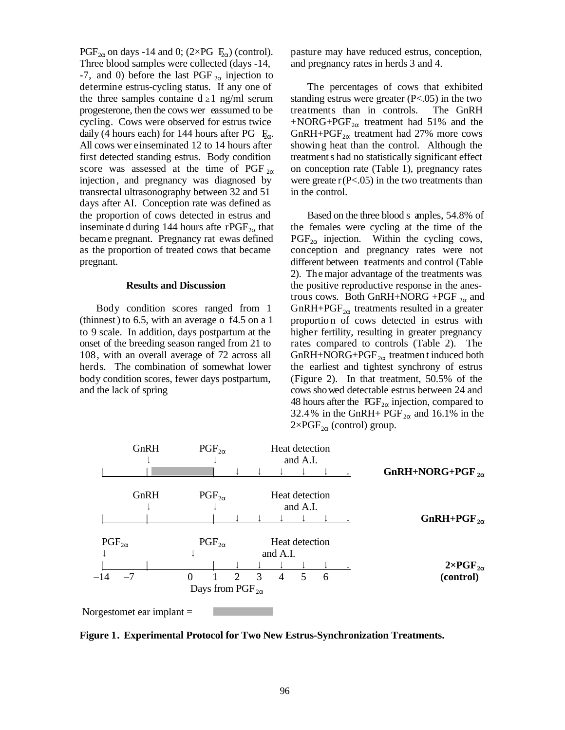$PGF_{2\alpha}$ on days -14 and 0; ($2\times PGF_{2\alpha}$) (control). Three blood samples were collected (days -14, -7, and 0) before the last $PGF_{2\alpha}$ injection to determine estrus-cycling status. If any one of the three samples contained $\geq 1$ ng/ml serum progesterone, then the cows were assumed to be cycling. Cows were observed for estrus twice daily (4 hours each) for 144 hours after $PGF_{2\alpha}$. All cows were inseminated 12 to 14 hours after first detected standing estrus. Body condition score was assessed at the time of $PGF_{2\alpha}$ injection, and pregnancy was diagnosed by transrectal ultrasonography between 32 and 51 days after AI. Conception rate was defined as the proportion of cows detected in estrus and inseminated during 144 hours after $PGF_{2\alpha}$ that became pregnant. Pregnancy rate was defined as the proportion of treated cows that became pregnant.

## Results and Discussion

Body condition scores ranged from 1 (thinnest) to 6.5, with an average of 4.5 on a 1 to 9 scale. In addition, days postpartum at the onset of the breeding season ranged from 21 to 108, with an overall average of 72 across all herds. The combination of somewhat lower body condition scores, fewer days postpartum, and the lack of spring pasture may have reduced estrus, conception, and pregnancy rates in herds 3 and 4.

The percentages of cows that exhibited standing estrus were greater ($P<.05$) in the two treatments than in controls. The GnRH +NORG+$PGF_{2\alpha}$ treatment had 51% and the GnRH+$PGF_{2\alpha}$ treatment had 27% more cows showing heat than the control. Although the treatments had no statistically significant effect on conception rate (Table 1), pregnancy rates were greater ($P<.05$) in the two treatments than in the control.

Based on the three blood samples, 54.8% of the females were cycling at the time of the $PGF_{2\alpha}$ injection. Within the cycling cows, conception and pregnancy rates were not different between treatments and control (Table 2). The major advantage of the treatments was the positive reproductive response in the anestrous cows. Both GnRH+NORG +$PGF_{2\alpha}$ and GnRH+$PGF_{2\alpha}$ treatments resulted in a greater proportion of cows detected in estrus with higher fertility, resulting in greater pregnancy rates compared to controls (Table 2). The GnRH+NORG+$PGF_{2\alpha}$ treatment induced both the earliest and tightest synchrony of estrus (Figure 2). In that treatment, 50.5% of the cows showed detectable estrus between 24 and 48 hours after the $PGF_{2\alpha}$ injection, compared to 32.4% in the GnRH+ $PGF_{2\alpha}$ and 16.1% in the $2\times PGF_{2\alpha}$ (control) group.

| Treatment | Day –14 | Day –7 | Day 0 | Days 1–6 |
|---|---|---|---|---|
| **GnRH+NORG+$PGF_{2\alpha}$** | | GnRH (Norgestomet ear implant from day –7 to 0) | $PGF_{2\alpha}$ | Heat detection and A.I. |
| **GnRH+$PGF_{2\alpha}$** | | GnRH | $PGF_{2\alpha}$ | Heat detection and A.I. |
| **$2\times PGF_{2\alpha}$ (control)** | $PGF_{2\alpha}$ | | $PGF_{2\alpha}$ | Heat detection and A.I. |

Days from $PGF_{2\alpha}$

Norgestomet ear implant = (shaded bar)

**Figure 1. Experimental Protocol for Two New Estrus-Synchronization Treatments.**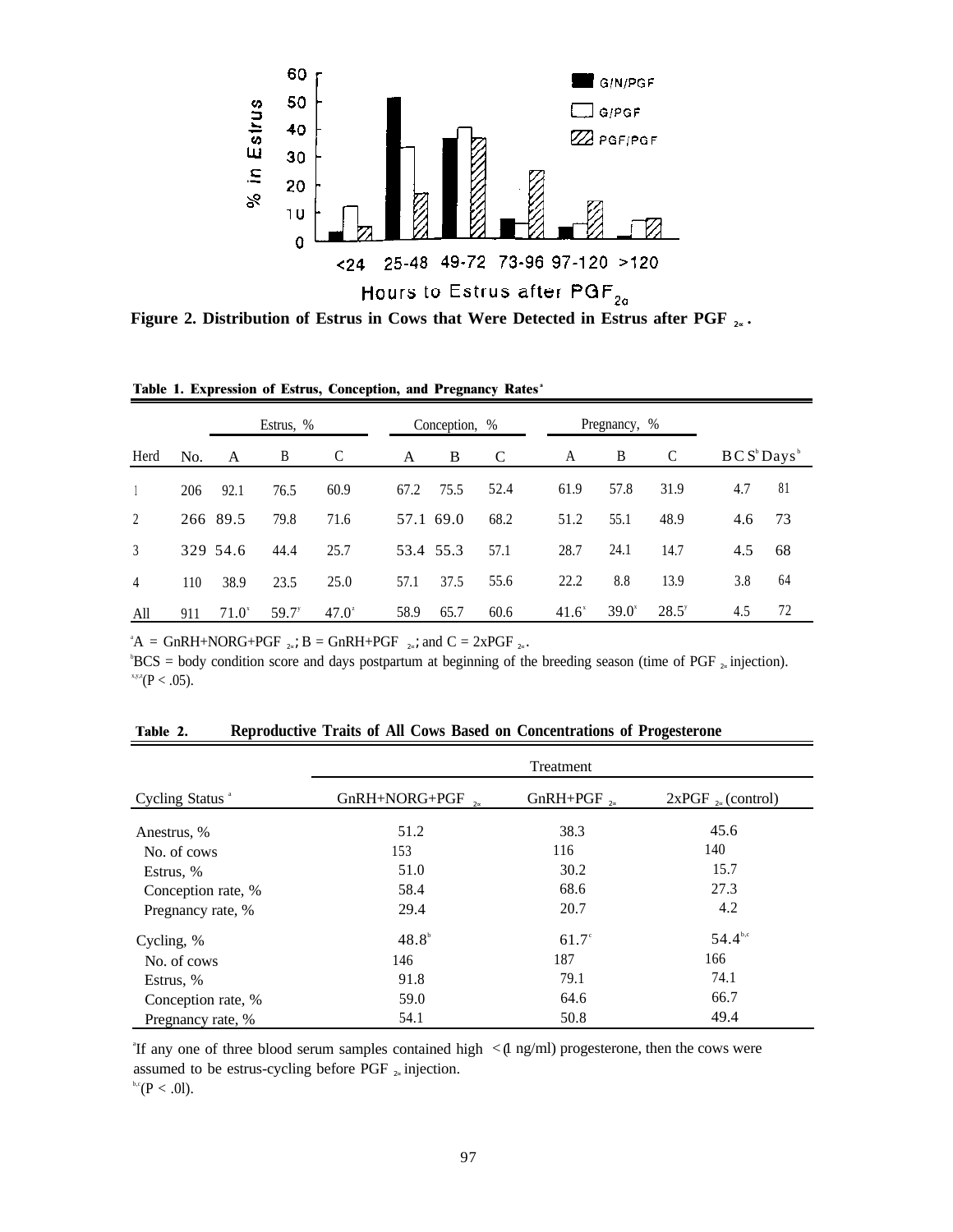60
50
40
30
20
10
0

% in Estrus

G/N/PGF
G/PGF
PGF/PGF

<24 25-48 49-72 73-96 97-120 >120

Hours to Estrus after $PGF_{2\alpha}$

**Figure 2. Distribution of Estrus in Cows that Were Detected in Estrus after $PGF_{2\alpha}$.**

**Table 1. Expression of Estrus, Conception, and Pregnancy Rates**[a]

| | | Estrus, % | | | Conception, % | | | Pregnancy, % | | | | |
|---|---|---|---|---|---|---|---|---|---|---|---|---|
| Herd | No. | A | B | C | A | B | C | A | B | C | BCS[b] | Days[b] |
| 1 | 206 | 92.1 | 76.5 | 60.9 | 67.2 | 75.5 | 52.4 | 61.9 | 57.8 | 31.9 | 4.7 | 81 |
| 2 | 266 | 89.5 | 79.8 | 71.6 | 57.1 | 69.0 | 68.2 | 51.2 | 55.1 | 48.9 | 4.6 | 73 |
| 3 | 329 | 54.6 | 44.4 | 25.7 | 53.4 | 55.3 | 57.1 | 28.7 | 24.1 | 14.7 | 4.5 | 68 |
| 4 | 110 | 38.9 | 23.5 | 25.0 | 57.1 | 37.5 | 55.6 | 22.2 | 8.8 | 13.9 | 3.8 | 64 |
| All | 911 | 71.0[x] | 59.7[y] | 47.0[z] | 58.9 | 65.7 | 60.6 | 41.6[x] | 39.0[x] | 28.5[y] | 4.5 | 72 |

[a]A = GnRH+NORG+$PGF_{2\alpha}$; B = GnRH+$PGF_{2\alpha}$; and C = 2x$PGF_{2\alpha}$.
[b]BCS = body condition score and days postpartum at beginning of the breeding season (time of $PGF_{2\alpha}$ injection).
[x,y,z]($P < .05$).

**Table 2. Reproductive Traits of All Cows Based on Concentrations of Progesterone**

| | Treatment | | |
|---|---|---|---|
| Cycling Status[a] | GnRH+NORG+$PGF_{2\alpha}$ | GnRH+$PGF_{2\alpha}$ | 2x$PGF_{2\alpha}$ (control) |
| Anestrus, % | 51.2 | 38.3 | 45.6 |
| No. of cows | 153 | 116 | 140 |
| Estrus, % | 51.0 | 30.2 | 15.7 |
| Conception rate, % | 58.4 | 68.6 | 27.3 |
| Pregnancy rate, % | 29.4 | 20.7 | 4.2 |
| Cycling, % | 48.8[b] | 61.7[c] | 54.4[b,c] |
| No. of cows | 146 | 187 | 166 |
| Estrus, % | 91.8 | 79.1 | 74.1 |
| Conception rate, % | 59.0 | 64.6 | 66.7 |
| Pregnancy rate, % | 54.1 | 50.8 | 49.4 |

[a]If any one of three blood serum samples contained high (< 1 ng/ml) progesterone, then the cows were assumed to be estrus-cycling before $PGF_{2\alpha}$ injection.
[b,c]($P < .01$).